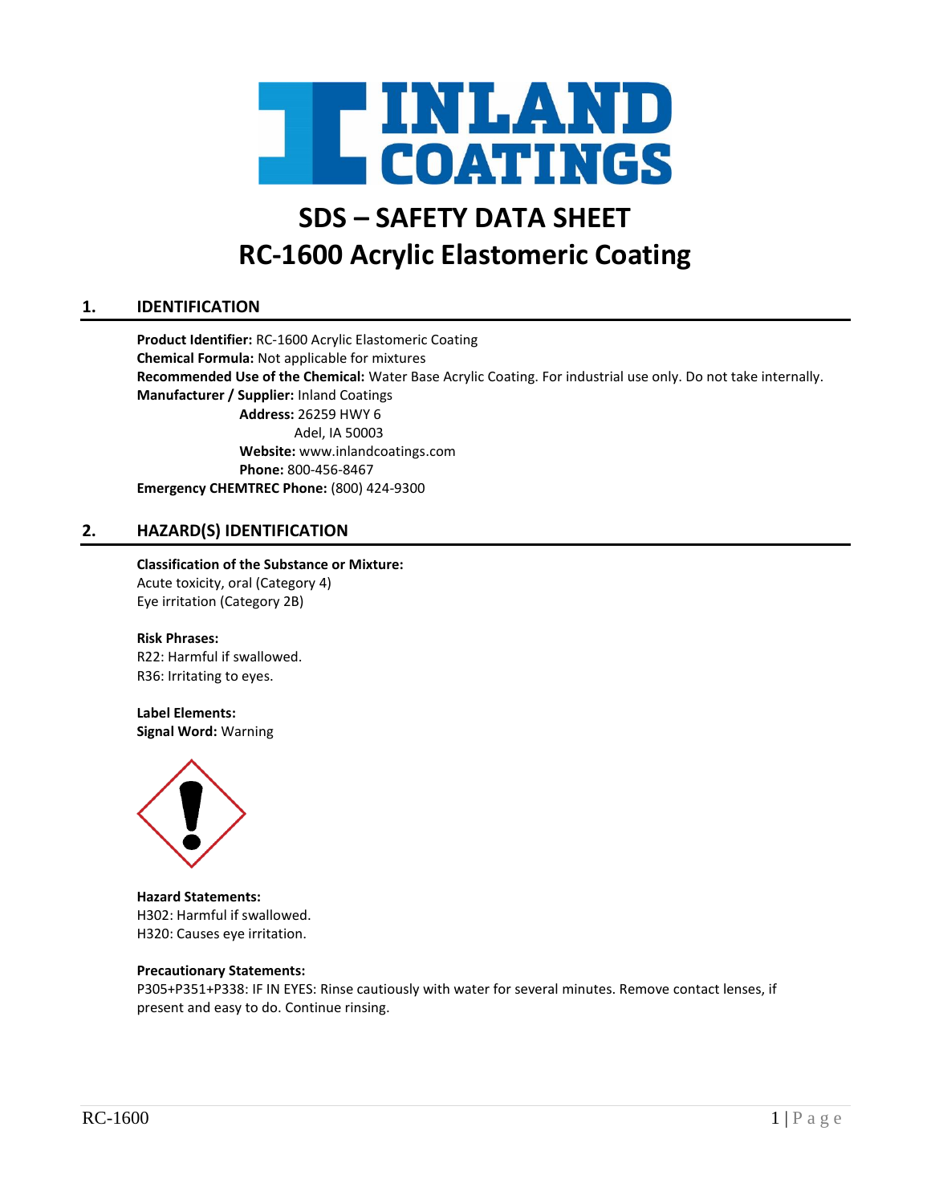# SDS – SAFETY DATA SHEET

# RC-1600 Acrylic Elastomeric Coating

## 1. IDENTIFICATION

**Product Identifier:** RC-1600 Acrylic Elastomeric Coating
**Chemical Formula:** Not applicable for mixtures
**Recommended Use of the Chemical:** Water Base Acrylic Coating. For industrial use only. Do not take internally.
**Manufacturer / Supplier:** Inland Coatings
**Address:** 26259 HWY 6
Adel, IA 50003
**Website:** www.inlandcoatings.com
**Phone:** 800-456-8467
**Emergency CHEMTREC Phone:** (800) 424-9300

## 2. HAZARD(S) IDENTIFICATION

**Classification of the Substance or Mixture:**
Acute toxicity, oral (Category 4)
Eye irritation (Category 2B)

**Risk Phrases:**
R22: Harmful if swallowed.
R36: Irritating to eyes.

**Label Elements:**
**Signal Word:** Warning

**Hazard Statements:**
H302: Harmful if swallowed.
H320: Causes eye irritation.

**Precautionary Statements:**
P305+P351+P338: IF IN EYES: Rinse cautiously with water for several minutes. Remove contact lenses, if present and easy to do. Continue rinsing.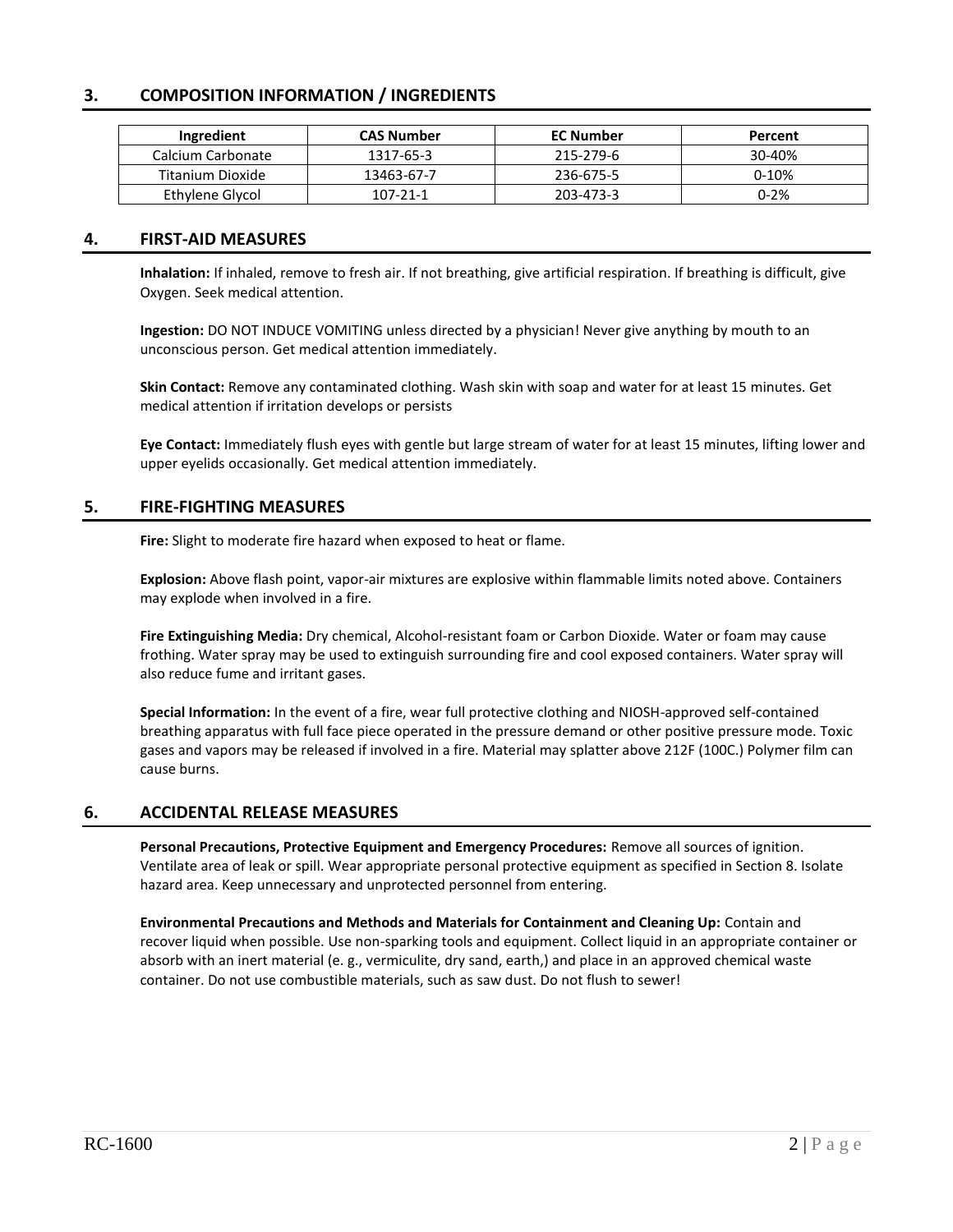## 3. COMPOSITION INFORMATION / INGREDIENTS

| Ingredient | CAS Number | EC Number | Percent |
|---|---|---|---|
| Calcium Carbonate | 1317-65-3 | 215-279-6 | 30-40% |
| Titanium Dioxide | 13463-67-7 | 236-675-5 | 0-10% |
| Ethylene Glycol | 107-21-1 | 203-473-3 | 0-2% |

## 4. FIRST-AID MEASURES

**Inhalation:** If inhaled, remove to fresh air. If not breathing, give artificial respiration. If breathing is difficult, give Oxygen. Seek medical attention.

**Ingestion:** DO NOT INDUCE VOMITING unless directed by a physician! Never give anything by mouth to an unconscious person. Get medical attention immediately.

**Skin Contact:** Remove any contaminated clothing. Wash skin with soap and water for at least 15 minutes. Get medical attention if irritation develops or persists

**Eye Contact:** Immediately flush eyes with gentle but large stream of water for at least 15 minutes, lifting lower and upper eyelids occasionally. Get medical attention immediately.

## 5. FIRE-FIGHTING MEASURES

**Fire:** Slight to moderate fire hazard when exposed to heat or flame.

**Explosion:** Above flash point, vapor-air mixtures are explosive within flammable limits noted above. Containers may explode when involved in a fire.

**Fire Extinguishing Media:** Dry chemical, Alcohol-resistant foam or Carbon Dioxide. Water or foam may cause frothing. Water spray may be used to extinguish surrounding fire and cool exposed containers. Water spray will also reduce fume and irritant gases.

**Special Information:** In the event of a fire, wear full protective clothing and NIOSH-approved self-contained breathing apparatus with full face piece operated in the pressure demand or other positive pressure mode. Toxic gases and vapors may be released if involved in a fire. Material may splatter above 212F (100C.) Polymer film can cause burns.

## 6. ACCIDENTAL RELEASE MEASURES

**Personal Precautions, Protective Equipment and Emergency Procedures:** Remove all sources of ignition. Ventilate area of leak or spill. Wear appropriate personal protective equipment as specified in Section 8. Isolate hazard area. Keep unnecessary and unprotected personnel from entering.

**Environmental Precautions and Methods and Materials for Containment and Cleaning Up:** Contain and recover liquid when possible. Use non-sparking tools and equipment. Collect liquid in an appropriate container or absorb with an inert material (e. g., vermiculite, dry sand, earth,) and place in an approved chemical waste container. Do not use combustible materials, such as saw dust. Do not flush to sewer!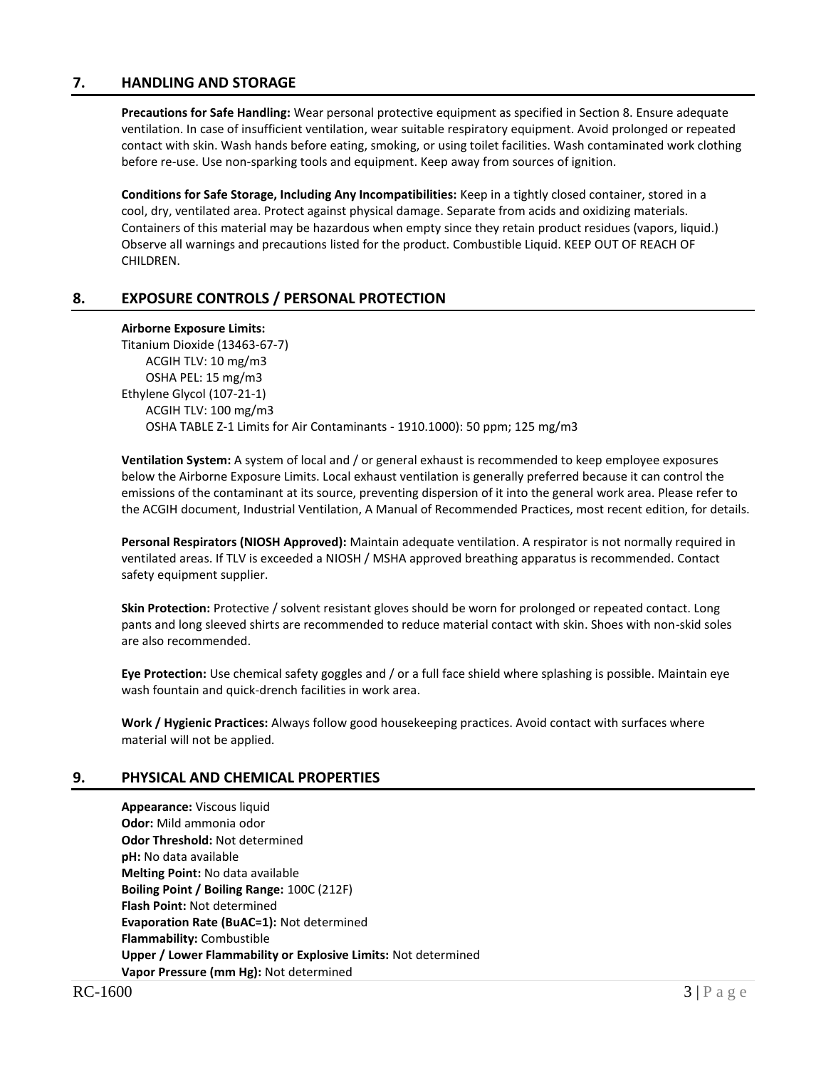## 7. HANDLING AND STORAGE

**Precautions for Safe Handling:** Wear personal protective equipment as specified in Section 8. Ensure adequate ventilation. In case of insufficient ventilation, wear suitable respiratory equipment. Avoid prolonged or repeated contact with skin. Wash hands before eating, smoking, or using toilet facilities. Wash contaminated work clothing before re-use. Use non-sparking tools and equipment. Keep away from sources of ignition.

**Conditions for Safe Storage, Including Any Incompatibilities:** Keep in a tightly closed container, stored in a cool, dry, ventilated area. Protect against physical damage. Separate from acids and oxidizing materials. Containers of this material may be hazardous when empty since they retain product residues (vapors, liquid.) Observe all warnings and precautions listed for the product. Combustible Liquid. KEEP OUT OF REACH OF CHILDREN.

## 8. EXPOSURE CONTROLS / PERSONAL PROTECTION

**Airborne Exposure Limits:**

Titanium Dioxide (13463-67-7)
- ACGIH TLV: 10 mg/m3
- OSHA PEL: 15 mg/m3

Ethylene Glycol (107-21-1)
- ACGIH TLV: 100 mg/m3
- OSHA TABLE Z-1 Limits for Air Contaminants - 1910.1000): 50 ppm; 125 mg/m3

**Ventilation System:** A system of local and / or general exhaust is recommended to keep employee exposures below the Airborne Exposure Limits. Local exhaust ventilation is generally preferred because it can control the emissions of the contaminant at its source, preventing dispersion of it into the general work area. Please refer to the ACGIH document, Industrial Ventilation, A Manual of Recommended Practices, most recent edition, for details.

**Personal Respirators (NIOSH Approved):** Maintain adequate ventilation. A respirator is not normally required in ventilated areas. If TLV is exceeded a NIOSH / MSHA approved breathing apparatus is recommended. Contact safety equipment supplier.

**Skin Protection:** Protective / solvent resistant gloves should be worn for prolonged or repeated contact. Long pants and long sleeved shirts are recommended to reduce material contact with skin. Shoes with non-skid soles are also recommended.

**Eye Protection:** Use chemical safety goggles and / or a full face shield where splashing is possible. Maintain eye wash fountain and quick-drench facilities in work area.

**Work / Hygienic Practices:** Always follow good housekeeping practices. Avoid contact with surfaces where material will not be applied.

## 9. PHYSICAL AND CHEMICAL PROPERTIES

**Appearance:** Viscous liquid
**Odor:** Mild ammonia odor
**Odor Threshold:** Not determined
**pH:** No data available
**Melting Point:** No data available
**Boiling Point / Boiling Range:** 100C (212F)
**Flash Point:** Not determined
**Evaporation Rate (BuAC=1):** Not determined
**Flammability:** Combustible
**Upper / Lower Flammability or Explosive Limits:** Not determined
**Vapor Pressure (mm Hg):** Not determined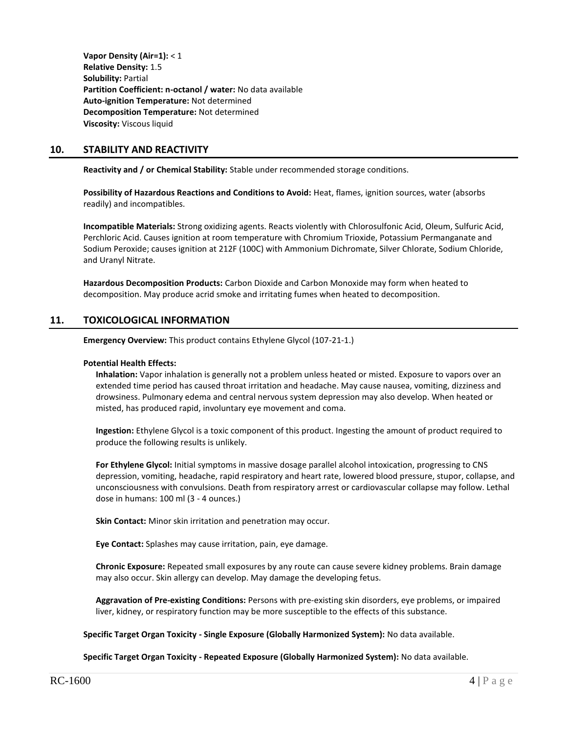**Vapor Density (Air=1):** < 1
**Relative Density:** 1.5
**Solubility:** Partial
**Partition Coefficient: n-octanol / water:** No data available
**Auto-ignition Temperature:** Not determined
**Decomposition Temperature:** Not determined
**Viscosity:** Viscous liquid

## 10. STABILITY AND REACTIVITY

**Reactivity and / or Chemical Stability:** Stable under recommended storage conditions.

**Possibility of Hazardous Reactions and Conditions to Avoid:** Heat, flames, ignition sources, water (absorbs readily) and incompatibles.

**Incompatible Materials:** Strong oxidizing agents. Reacts violently with Chlorosulfonic Acid, Oleum, Sulfuric Acid, Perchloric Acid. Causes ignition at room temperature with Chromium Trioxide, Potassium Permanganate and Sodium Peroxide; causes ignition at 212F (100C) with Ammonium Dichromate, Silver Chlorate, Sodium Chloride, and Uranyl Nitrate.

**Hazardous Decomposition Products:** Carbon Dioxide and Carbon Monoxide may form when heated to decomposition. May produce acrid smoke and irritating fumes when heated to decomposition.

## 11. TOXICOLOGICAL INFORMATION

**Emergency Overview:** This product contains Ethylene Glycol (107-21-1.)

**Potential Health Effects:**

**Inhalation:** Vapor inhalation is generally not a problem unless heated or misted. Exposure to vapors over an extended time period has caused throat irritation and headache. May cause nausea, vomiting, dizziness and drowsiness. Pulmonary edema and central nervous system depression may also develop. When heated or misted, has produced rapid, involuntary eye movement and coma.

**Ingestion:** Ethylene Glycol is a toxic component of this product. Ingesting the amount of product required to produce the following results is unlikely.

**For Ethylene Glycol:** Initial symptoms in massive dosage parallel alcohol intoxication, progressing to CNS depression, vomiting, headache, rapid respiratory and heart rate, lowered blood pressure, stupor, collapse, and unconsciousness with convulsions. Death from respiratory arrest or cardiovascular collapse may follow. Lethal dose in humans: 100 ml (3 - 4 ounces.)

**Skin Contact:** Minor skin irritation and penetration may occur.

**Eye Contact:** Splashes may cause irritation, pain, eye damage.

**Chronic Exposure:** Repeated small exposures by any route can cause severe kidney problems. Brain damage may also occur. Skin allergy can develop. May damage the developing fetus.

**Aggravation of Pre-existing Conditions:** Persons with pre-existing skin disorders, eye problems, or impaired liver, kidney, or respiratory function may be more susceptible to the effects of this substance.

**Specific Target Organ Toxicity - Single Exposure (Globally Harmonized System):** No data available.

**Specific Target Organ Toxicity - Repeated Exposure (Globally Harmonized System):** No data available.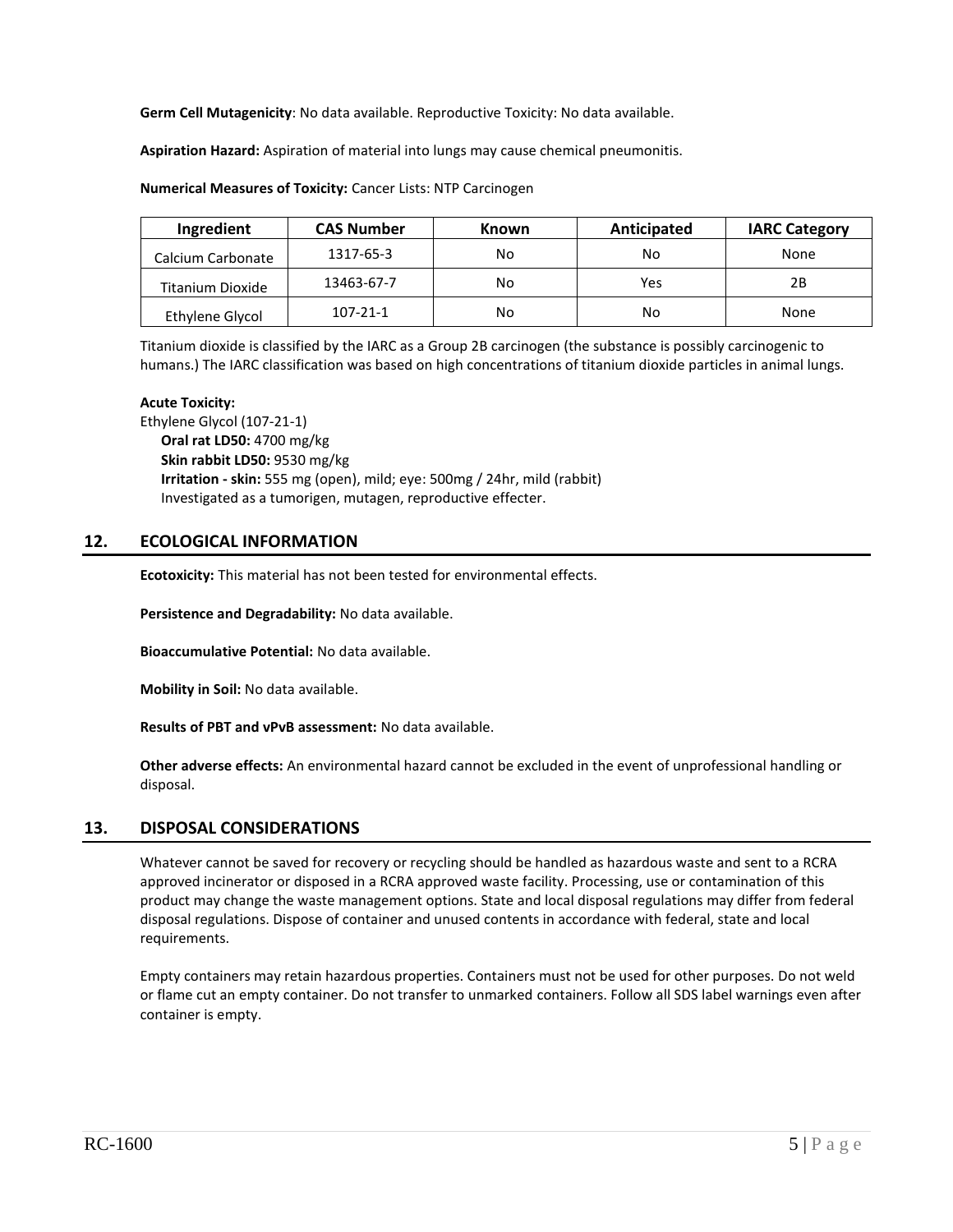**Germ Cell Mutagenicity**: No data available. Reproductive Toxicity: No data available.

**Aspiration Hazard:** Aspiration of material into lungs may cause chemical pneumonitis.

**Numerical Measures of Toxicity:** Cancer Lists: NTP Carcinogen

| Ingredient | CAS Number | Known | Anticipated | IARC Category |
|---|---|---|---|---|
| Calcium Carbonate | 1317-65-3 | No | No | None |
| Titanium Dioxide | 13463-67-7 | No | Yes | 2B |
| Ethylene Glycol | 107-21-1 | No | No | None |

Titanium dioxide is classified by the IARC as a Group 2B carcinogen (the substance is possibly carcinogenic to humans.) The IARC classification was based on high concentrations of titanium dioxide particles in animal lungs.

**Acute Toxicity:**

Ethylene Glycol (107-21-1)

- **Oral rat LD50:** 4700 mg/kg
- **Skin rabbit LD50:** 9530 mg/kg
- **Irritation - skin:** 555 mg (open), mild; eye: 500mg / 24hr, mild (rabbit)
- Investigated as a tumorigen, mutagen, reproductive effecter.

## 12. ECOLOGICAL INFORMATION

**Ecotoxicity:** This material has not been tested for environmental effects.

**Persistence and Degradability:** No data available.

**Bioaccumulative Potential:** No data available.

**Mobility in Soil:** No data available.

**Results of PBT and vPvB assessment:** No data available.

**Other adverse effects:** An environmental hazard cannot be excluded in the event of unprofessional handling or disposal.

## 13. DISPOSAL CONSIDERATIONS

Whatever cannot be saved for recovery or recycling should be handled as hazardous waste and sent to a RCRA approved incinerator or disposed in a RCRA approved waste facility. Processing, use or contamination of this product may change the waste management options. State and local disposal regulations may differ from federal disposal regulations. Dispose of container and unused contents in accordance with federal, state and local requirements.

Empty containers may retain hazardous properties. Containers must not be used for other purposes. Do not weld or flame cut an empty container. Do not transfer to unmarked containers. Follow all SDS label warnings even after container is empty.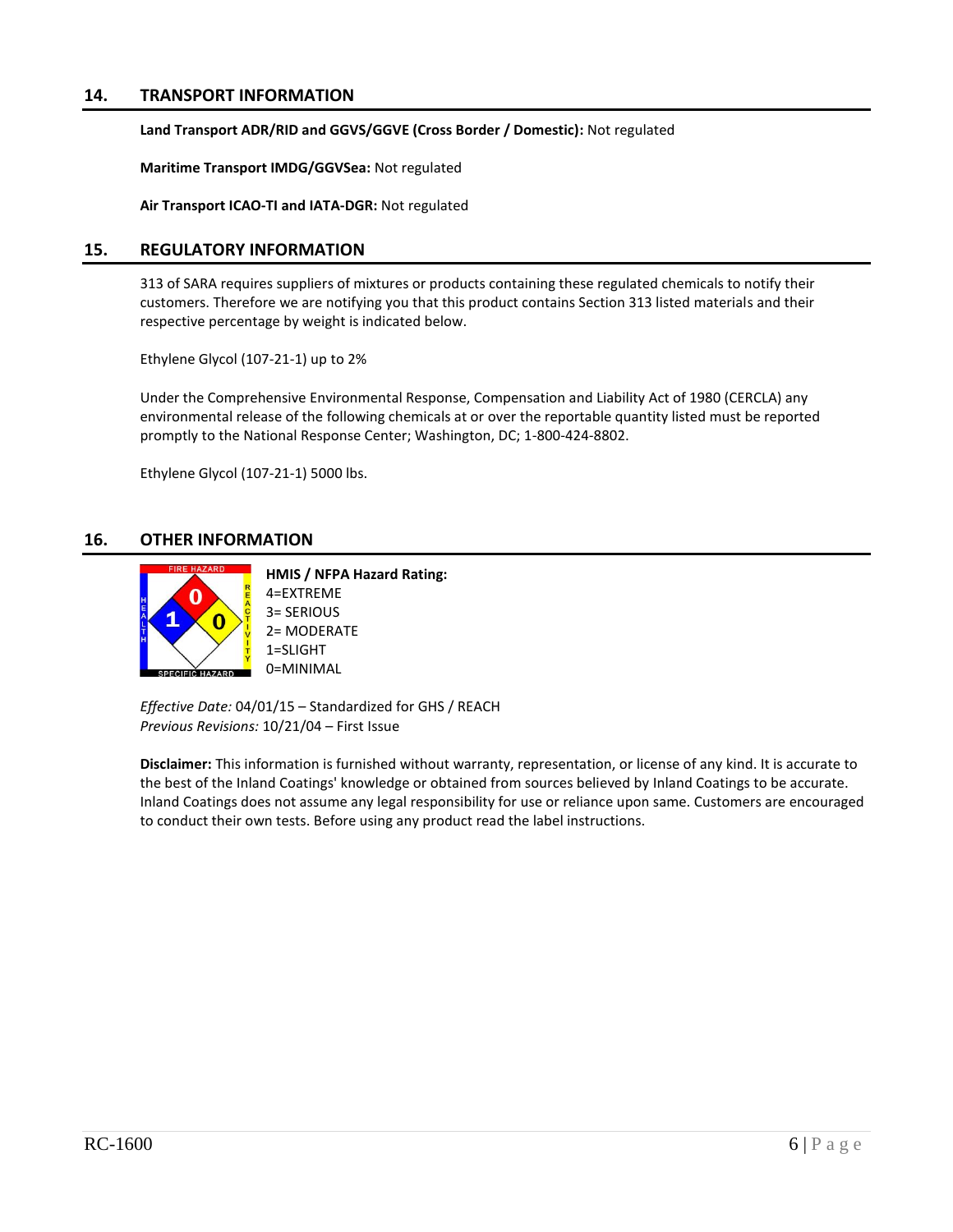## 14. TRANSPORT INFORMATION

**Land Transport ADR/RID and GGVS/GGVE (Cross Border / Domestic):** Not regulated

**Maritime Transport IMDG/GGVSea:** Not regulated

**Air Transport ICAO-TI and IATA-DGR:** Not regulated

## 15. REGULATORY INFORMATION

313 of SARA requires suppliers of mixtures or products containing these regulated chemicals to notify their customers. Therefore we are notifying you that this product contains Section 313 listed materials and their respective percentage by weight is indicated below.

Ethylene Glycol (107-21-1) up to 2%

Under the Comprehensive Environmental Response, Compensation and Liability Act of 1980 (CERCLA) any environmental release of the following chemicals at or over the reportable quantity listed must be reported promptly to the National Response Center; Washington, DC; 1-800-424-8802.

Ethylene Glycol (107-21-1) 5000 lbs.

## 16. OTHER INFORMATION

FIRE HAZARD: 0
HEALTH: 1
REACTIVITY: 0
SPECIFIC HAZARD

**HMIS / NFPA Hazard Rating:**
4=EXTREME
3= SERIOUS
2= MODERATE
1=SLIGHT
0=MINIMAL

*Effective Date:* 04/01/15 – Standardized for GHS / REACH
*Previous Revisions:* 10/21/04 – First Issue

**Disclaimer:** This information is furnished without warranty, representation, or license of any kind. It is accurate to the best of the Inland Coatings' knowledge or obtained from sources believed by Inland Coatings to be accurate. Inland Coatings does not assume any legal responsibility for use or reliance upon same. Customers are encouraged to conduct their own tests. Before using any product read the label instructions.